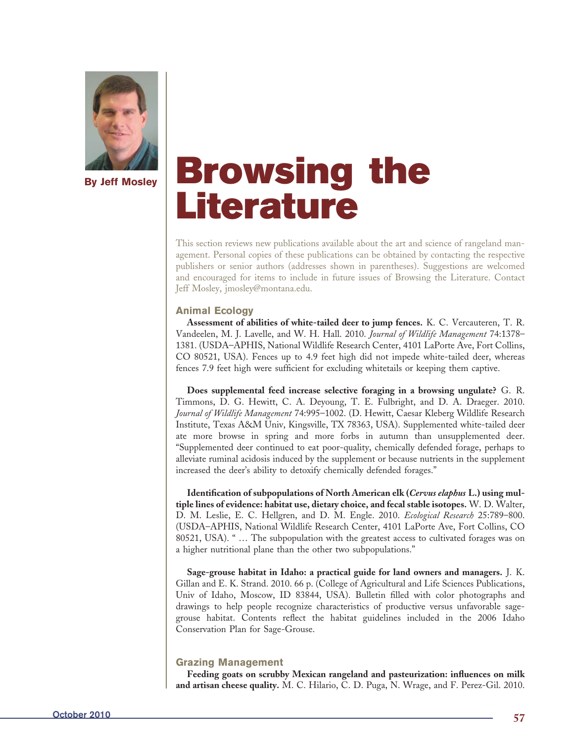By Jeff Mosley

# Browsing the Literature

This section reviews new publications available about the art and science of rangeland management. Personal copies of these publications can be obtained by contacting the respective publishers or senior authors (addresses shown in parentheses). Suggestions are welcomed and encouraged for items to include in future issues of Browsing the Literature. Contact Jeff Mosley, jmosley@montana.edu.

## Animal Ecology

**Assessment of abilities of white-tailed deer to jump fences.** K. C. Vercauteren, T. R. Vandeelen, M. J. Lavelle, and W. H. Hall. 2010. *Journal of Wildlife Management* 74:1378–1381. (USDA–APHIS, National Wildlife Research Center, 4101 LaPorte Ave, Fort Collins, CO 80521, USA). Fences up to 4.9 feet high did not impede white-tailed deer, whereas fences 7.9 feet high were sufficient for excluding whitetails or keeping them captive.

**Does supplemental feed increase selective foraging in a browsing ungulate?** G. R. Timmons, D. G. Hewitt, C. A. Deyoung, T. E. Fulbright, and D. A. Draeger. 2010. *Journal of Wildlife Management* 74:995–1002. (D. Hewitt, Caesar Kleberg Wildlife Research Institute, Texas A&M Univ, Kingsville, TX 78363, USA). Supplemented white-tailed deer ate more browse in spring and more forbs in autumn than unsupplemented deer. "Supplemented deer continued to eat poor-quality, chemically defended forage, perhaps to alleviate ruminal acidosis induced by the supplement or because nutrients in the supplement increased the deer's ability to detoxify chemically defended forages."

**Identification of subpopulations of North American elk (*Cervus elaphus* L.) using multiple lines of evidence: habitat use, dietary choice, and fecal stable isotopes.** W. D. Walter, D. M. Leslie, E. C. Hellgren, and D. M. Engle. 2010. *Ecological Research* 25:789–800. (USDA–APHIS, National Wildlife Research Center, 4101 LaPorte Ave, Fort Collins, CO 80521, USA). " … The subpopulation with the greatest access to cultivated forages was on a higher nutritional plane than the other two subpopulations."

**Sage-grouse habitat in Idaho: a practical guide for land owners and managers.** J. K. Gillan and E. K. Strand. 2010. 66 p. (College of Agricultural and Life Sciences Publications, Univ of Idaho, Moscow, ID 83844, USA). Bulletin filled with color photographs and drawings to help people recognize characteristics of productive versus unfavorable sage-grouse habitat. Contents reflect the habitat guidelines included in the 2006 Idaho Conservation Plan for Sage-Grouse.

## Grazing Management

**Feeding goats on scrubby Mexican rangeland and pasteurization: influences on milk and artisan cheese quality.** M. C. Hilario, C. D. Puga, N. Wrage, and F. Perez-Gil. 2010.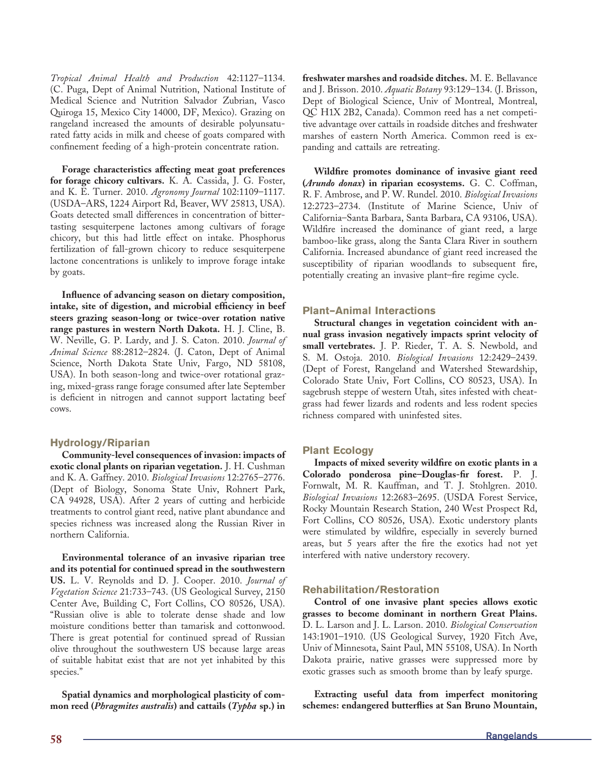*Tropical Animal Health and Production* 42:1127–1134. (C. Puga, Dept of Animal Nutrition, National Institute of Medical Science and Nutrition Salvador Zubrian, Vasco Quiroga 15, Mexico City 14000, DF, Mexico). Grazing on rangeland increased the amounts of desirable polyunsaturated fatty acids in milk and cheese of goats compared with confinement feeding of a high-protein concentrate ration.

**Forage characteristics affecting meat goat preferences for forage chicory cultivars.** K. A. Cassida, J. G. Foster, and K. E. Turner. 2010. *Agronomy Journal* 102:1109–1117. (USDA–ARS, 1224 Airport Rd, Beaver, WV 25813, USA). Goats detected small differences in concentration of bitter-tasting sesquiterpene lactones among cultivars of forage chicory, but this had little effect on intake. Phosphorus fertilization of fall-grown chicory to reduce sesquiterpene lactone concentrations is unlikely to improve forage intake by goats.

**Influence of advancing season on dietary composition, intake, site of digestion, and microbial efficiency in beef steers grazing season-long or twice-over rotation native range pastures in western North Dakota.** H. J. Cline, B. W. Neville, G. P. Lardy, and J. S. Caton. 2010. *Journal of Animal Science* 88:2812–2824. (J. Caton, Dept of Animal Science, North Dakota State Univ, Fargo, ND 58108, USA). In both season-long and twice-over rotational grazing, mixed-grass range forage consumed after late September is deficient in nitrogen and cannot support lactating beef cows.

## Hydrology/Riparian

**Community-level consequences of invasion: impacts of exotic clonal plants on riparian vegetation.** J. H. Cushman and K. A. Gaffney. 2010. *Biological Invasions* 12:2765–2776. (Dept of Biology, Sonoma State Univ, Rohnert Park, CA 94928, USA). After 2 years of cutting and herbicide treatments to control giant reed, native plant abundance and species richness was increased along the Russian River in northern California.

**Environmental tolerance of an invasive riparian tree and its potential for continued spread in the southwestern US.** L. V. Reynolds and D. J. Cooper. 2010. *Journal of Vegetation Science* 21:733–743. (US Geological Survey, 2150 Center Ave, Building C, Fort Collins, CO 80526, USA). "Russian olive is able to tolerate dense shade and low moisture conditions better than tamarisk and cottonwood. There is great potential for continued spread of Russian olive throughout the southwestern US because large areas of suitable habitat exist that are not yet inhabited by this species."

**Spatial dynamics and morphological plasticity of common reed (*Phragmites australis*) and cattails (*Typha* sp.) in freshwater marshes and roadside ditches.** M. E. Bellavance and J. Brisson. 2010. *Aquatic Botany* 93:129–134. (J. Brisson, Dept of Biological Science, Univ of Montreal, Montreal, QC H1X 2B2, Canada). Common reed has a net competitive advantage over cattails in roadside ditches and freshwater marshes of eastern North America. Common reed is expanding and cattails are retreating.

**Wildfire promotes dominance of invasive giant reed (*Arundo donax*) in riparian ecosystems.** G. C. Coffman, R. F. Ambrose, and P. W. Rundel. 2010. *Biological Invasions* 12:2723–2734. (Institute of Marine Science, Univ of California–Santa Barbara, Santa Barbara, CA 93106, USA). Wildfire increased the dominance of giant reed, a large bamboo-like grass, along the Santa Clara River in southern California. Increased abundance of giant reed increased the susceptibility of riparian woodlands to subsequent fire, potentially creating an invasive plant–fire regime cycle.

## Plant–Animal Interactions

**Structural changes in vegetation coincident with annual grass invasion negatively impacts sprint velocity of small vertebrates.** J. P. Rieder, T. A. S. Newbold, and S. M. Ostoja. 2010. *Biological Invasions* 12:2429–2439. (Dept of Forest, Rangeland and Watershed Stewardship, Colorado State Univ, Fort Collins, CO 80523, USA). In sagebrush steppe of western Utah, sites infested with cheatgrass had fewer lizards and rodents and less rodent species richness compared with uninfested sites.

## Plant Ecology

**Impacts of mixed severity wildfire on exotic plants in a Colorado ponderosa pine–Douglas-fir forest.** P. J. Fornwalt, M. R. Kauffman, and T. J. Stohlgren. 2010. *Biological Invasions* 12:2683–2695. (USDA Forest Service, Rocky Mountain Research Station, 240 West Prospect Rd, Fort Collins, CO 80526, USA). Exotic understory plants were stimulated by wildfire, especially in severely burned areas, but 5 years after the fire the exotics had not yet interfered with native understory recovery.

## Rehabilitation/Restoration

**Control of one invasive plant species allows exotic grasses to become dominant in northern Great Plains.** D. L. Larson and J. L. Larson. 2010. *Biological Conservation* 143:1901–1910. (US Geological Survey, 1920 Fitch Ave, Univ of Minnesota, Saint Paul, MN 55108, USA). In North Dakota prairie, native grasses were suppressed more by exotic grasses such as smooth brome than by leafy spurge.

**Extracting useful data from imperfect monitoring schemes: endangered butterflies at San Bruno Mountain,**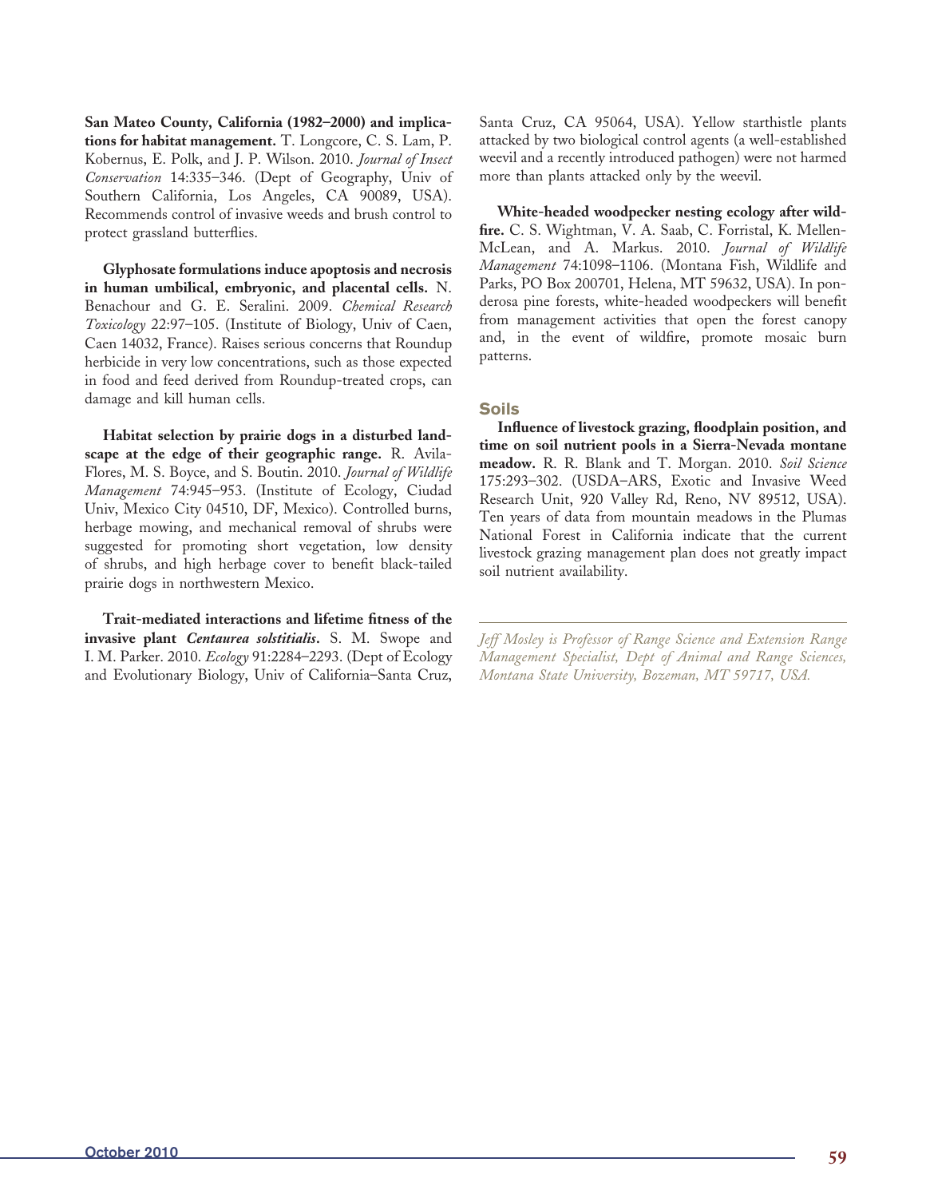**San Mateo County, California (1982–2000) and implications for habitat management.** T. Longcore, C. S. Lam, P. Kobernus, E. Polk, and J. P. Wilson. 2010. *Journal of Insect Conservation* 14:335–346. (Dept of Geography, Univ of Southern California, Los Angeles, CA 90089, USA). Recommends control of invasive weeds and brush control to protect grassland butterflies.

**Glyphosate formulations induce apoptosis and necrosis in human umbilical, embryonic, and placental cells.** N. Benachour and G. E. Seralini. 2009. *Chemical Research Toxicology* 22:97–105. (Institute of Biology, Univ of Caen, Caen 14032, France). Raises serious concerns that Roundup herbicide in very low concentrations, such as those expected in food and feed derived from Roundup-treated crops, can damage and kill human cells.

**Habitat selection by prairie dogs in a disturbed landscape at the edge of their geographic range.** R. Avila-Flores, M. S. Boyce, and S. Boutin. 2010. *Journal of Wildlife Management* 74:945–953. (Institute of Ecology, Ciudad Univ, Mexico City 04510, DF, Mexico). Controlled burns, herbage mowing, and mechanical removal of shrubs were suggested for promoting short vegetation, low density of shrubs, and high herbage cover to benefit black-tailed prairie dogs in northwestern Mexico.

**Trait-mediated interactions and lifetime fitness of the invasive plant *Centaurea solstitialis*.** S. M. Swope and I. M. Parker. 2010. *Ecology* 91:2284–2293. (Dept of Ecology and Evolutionary Biology, Univ of California–Santa Cruz, Santa Cruz, CA 95064, USA). Yellow starthistle plants attacked by two biological control agents (a well-established weevil and a recently introduced pathogen) were not harmed more than plants attacked only by the weevil.

**White-headed woodpecker nesting ecology after wildfire.** C. S. Wightman, V. A. Saab, C. Forristal, K. Mellen-McLean, and A. Markus. 2010. *Journal of Wildlife Management* 74:1098–1106. (Montana Fish, Wildlife and Parks, PO Box 200701, Helena, MT 59632, USA). In ponderosa pine forests, white-headed woodpeckers will benefit from management activities that open the forest canopy and, in the event of wildfire, promote mosaic burn patterns.

## Soils

**Influence of livestock grazing, floodplain position, and time on soil nutrient pools in a Sierra-Nevada montane meadow.** R. R. Blank and T. Morgan. 2010. *Soil Science* 175:293–302. (USDA–ARS, Exotic and Invasive Weed Research Unit, 920 Valley Rd, Reno, NV 89512, USA). Ten years of data from mountain meadows in the Plumas National Forest in California indicate that the current livestock grazing management plan does not greatly impact soil nutrient availability.

---

*Jeff Mosley is Professor of Range Science and Extension Range Management Specialist, Dept of Animal and Range Sciences, Montana State University, Bozeman, MT 59717, USA.*